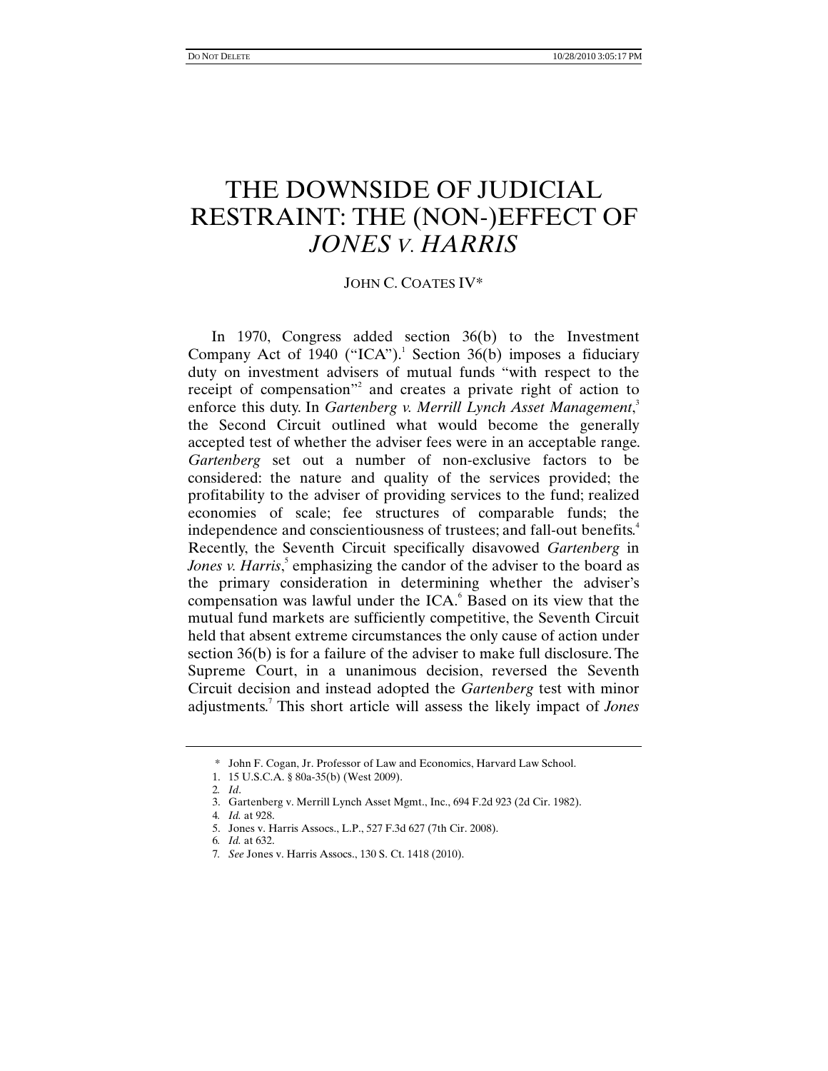# THE DOWNSIDE OF JUDICIAL RESTRAINT: THE (NON-)EFFECT OF *JONES V. HARRIS*

JOHN C. COATES IV*

In 1970, Congress added section 36(b) to the Investment Company Act of 1940 ("ICA").[1] Section 36(b) imposes a fiduciary duty on investment advisers of mutual funds "with respect to the receipt of compensation"[2] and creates a private right of action to enforce this duty. In *Gartenberg v. Merrill Lynch Asset Management*,[3] the Second Circuit outlined what would become the generally accepted test of whether the adviser fees were in an acceptable range. *Gartenberg* set out a number of non-exclusive factors to be considered: the nature and quality of the services provided; the profitability to the adviser of providing services to the fund; realized economies of scale; fee structures of comparable funds; the independence and conscientiousness of trustees; and fall-out benefits.[4] Recently, the Seventh Circuit specifically disavowed *Gartenberg* in *Jones v. Harris*,[5] emphasizing the candor of the adviser to the board as the primary consideration in determining whether the adviser's compensation was lawful under the ICA.[6] Based on its view that the mutual fund markets are sufficiently competitive, the Seventh Circuit held that absent extreme circumstances the only cause of action under section 36(b) is for a failure of the adviser to make full disclosure. The Supreme Court, in a unanimous decision, reversed the Seventh Circuit decision and instead adopted the *Gartenberg* test with minor adjustments.[7] This short article will assess the likely impact of *Jones*

---

\* John F. Cogan, Jr. Professor of Law and Economics, Harvard Law School.

1. 15 U.S.C.A. § 80a-35(b) (West 2009).
2. *Id*.
3. Gartenberg v. Merrill Lynch Asset Mgmt., Inc., 694 F.2d 923 (2d Cir. 1982).
4. *Id.* at 928.
5. Jones v. Harris Assocs., L.P., 527 F.3d 627 (7th Cir. 2008).
6. *Id.* at 632.
7. *See* Jones v. Harris Assocs., 130 S. Ct. 1418 (2010).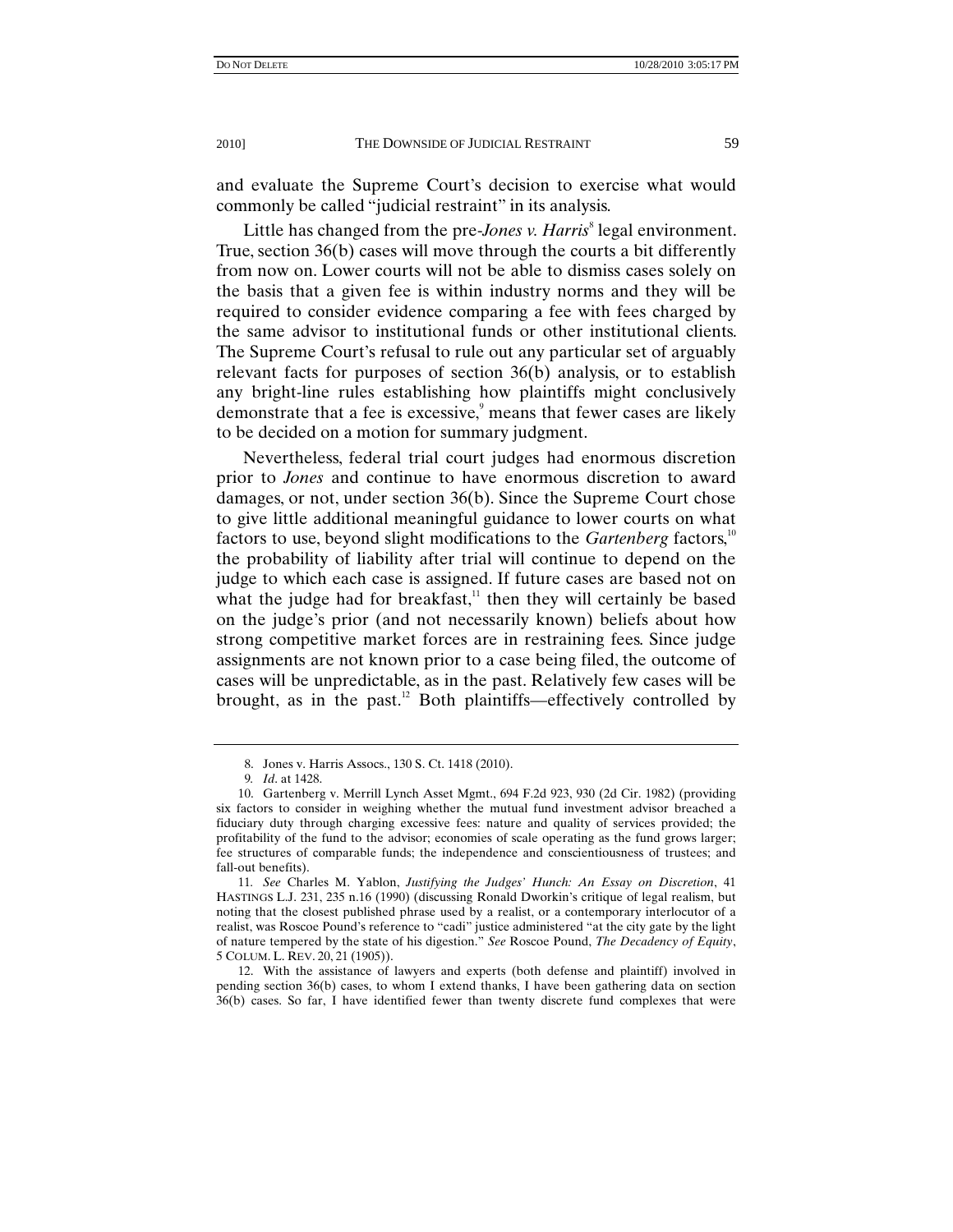and evaluate the Supreme Court's decision to exercise what would commonly be called "judicial restraint" in its analysis.

Little has changed from the pre-*Jones v. Harris*[8] legal environment. True, section 36(b) cases will move through the courts a bit differently from now on. Lower courts will not be able to dismiss cases solely on the basis that a given fee is within industry norms and they will be required to consider evidence comparing a fee with fees charged by the same advisor to institutional funds or other institutional clients. The Supreme Court's refusal to rule out any particular set of arguably relevant facts for purposes of section 36(b) analysis, or to establish any bright-line rules establishing how plaintiffs might conclusively demonstrate that a fee is excessive,[9] means that fewer cases are likely to be decided on a motion for summary judgment.

Nevertheless, federal trial court judges had enormous discretion prior to *Jones* and continue to have enormous discretion to award damages, or not, under section 36(b). Since the Supreme Court chose to give little additional meaningful guidance to lower courts on what factors to use, beyond slight modifications to the *Gartenberg* factors,[10] the probability of liability after trial will continue to depend on the judge to which each case is assigned. If future cases are based not on what the judge had for breakfast,[11] then they will certainly be based on the judge's prior (and not necessarily known) beliefs about how strong competitive market forces are in restraining fees. Since judge assignments are not known prior to a case being filed, the outcome of cases will be unpredictable, as in the past. Relatively few cases will be brought, as in the past.[12] Both plaintiffs—effectively controlled by

---

8. Jones v. Harris Assocs., 130 S. Ct. 1418 (2010).

9. *Id*. at 1428.

10. Gartenberg v. Merrill Lynch Asset Mgmt., 694 F.2d 923, 930 (2d Cir. 1982) (providing six factors to consider in weighing whether the mutual fund investment advisor breached a fiduciary duty through charging excessive fees: nature and quality of services provided; the profitability of the fund to the advisor; economies of scale operating as the fund grows larger; fee structures of comparable funds; the independence and conscientiousness of trustees; and fall-out benefits).

11. *See* Charles M. Yablon, *Justifying the Judges' Hunch: An Essay on Discretion*, 41 HASTINGS L.J. 231, 235 n.16 (1990) (discussing Ronald Dworkin's critique of legal realism, but noting that the closest published phrase used by a realist, or a contemporary interlocutor of a realist, was Roscoe Pound's reference to "cadi" justice administered "at the city gate by the light of nature tempered by the state of his digestion." *See* Roscoe Pound, *The Decadency of Equity*, 5 COLUM. L. REV. 20, 21 (1905)).

12. With the assistance of lawyers and experts (both defense and plaintiff) involved in pending section 36(b) cases, to whom I extend thanks, I have been gathering data on section 36(b) cases. So far, I have identified fewer than twenty discrete fund complexes that were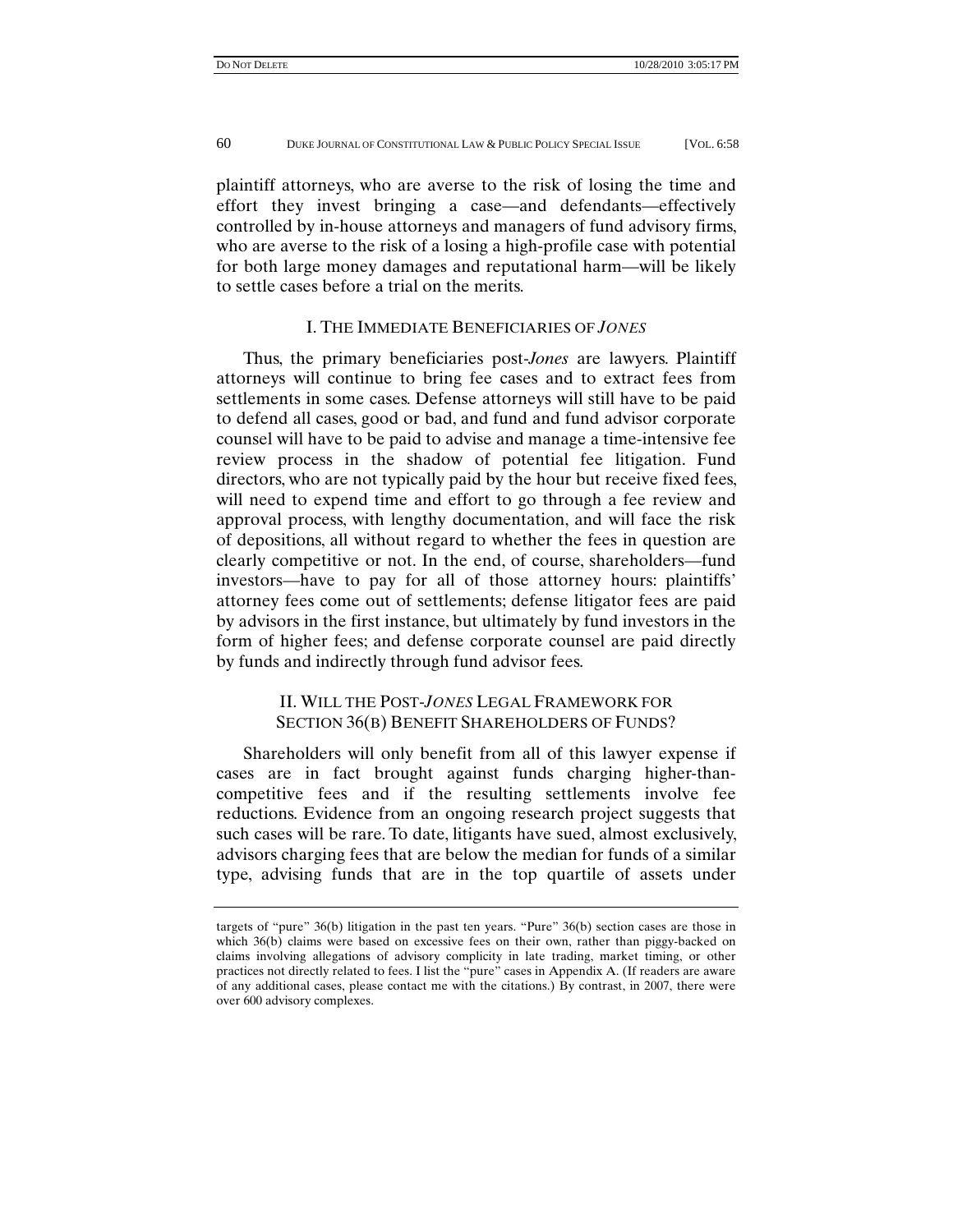plaintiff attorneys, who are averse to the risk of losing the time and effort they invest bringing a case—and defendants—effectively controlled by in-house attorneys and managers of fund advisory firms, who are averse to the risk of a losing a high-profile case with potential for both large money damages and reputational harm—will be likely to settle cases before a trial on the merits.

## I. THE IMMEDIATE BENEFICIARIES OF *JONES*

Thus, the primary beneficiaries post-*Jones* are lawyers. Plaintiff attorneys will continue to bring fee cases and to extract fees from settlements in some cases. Defense attorneys will still have to be paid to defend all cases, good or bad, and fund and fund advisor corporate counsel will have to be paid to advise and manage a time-intensive fee review process in the shadow of potential fee litigation. Fund directors, who are not typically paid by the hour but receive fixed fees, will need to expend time and effort to go through a fee review and approval process, with lengthy documentation, and will face the risk of depositions, all without regard to whether the fees in question are clearly competitive or not. In the end, of course, shareholders—fund investors—have to pay for all of those attorney hours: plaintiffs' attorney fees come out of settlements; defense litigator fees are paid by advisors in the first instance, but ultimately by fund investors in the form of higher fees; and defense corporate counsel are paid directly by funds and indirectly through fund advisor fees.

## II. WILL THE POST-*JONES* LEGAL FRAMEWORK FOR SECTION 36(B) BENEFIT SHAREHOLDERS OF FUNDS?

Shareholders will only benefit from all of this lawyer expense if cases are in fact brought against funds charging higher-than-competitive fees and if the resulting settlements involve fee reductions. Evidence from an ongoing research project suggests that such cases will be rare. To date, litigants have sued, almost exclusively, advisors charging fees that are below the median for funds of a similar type, advising funds that are in the top quartile of assets under

targets of "pure" 36(b) litigation in the past ten years. "Pure" 36(b) section cases are those in which 36(b) claims were based on excessive fees on their own, rather than piggy-backed on claims involving allegations of advisory complicity in late trading, market timing, or other practices not directly related to fees. I list the "pure" cases in Appendix A. (If readers are aware of any additional cases, please contact me with the citations.) By contrast, in 2007, there were over 600 advisory complexes.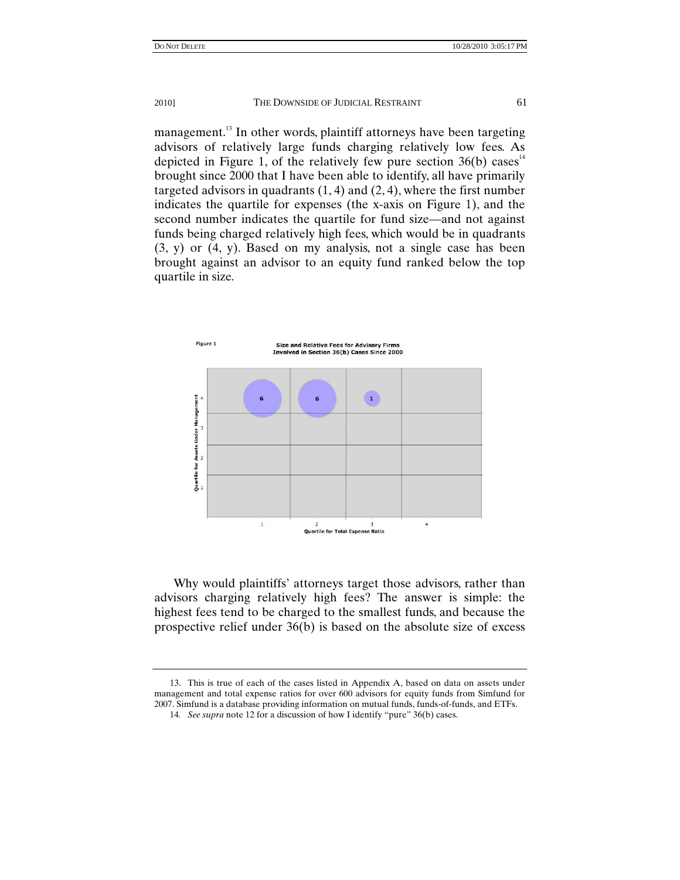management.[13] In other words, plaintiff attorneys have been targeting advisors of relatively large funds charging relatively low fees. As depicted in Figure 1, of the relatively few pure section 36(b) cases[14] brought since 2000 that I have been able to identify, all have primarily targeted advisors in quadrants (1, 4) and (2, 4), where the first number indicates the quartile for expenses (the x-axis on Figure 1), and the second number indicates the quartile for fund size—and not against funds being charged relatively high fees, which would be in quadrants (3, y) or (4, y). Based on my analysis, not a single case has been brought against an advisor to an equity fund ranked below the top quartile in size.

Figure 1

**Size and Relative Fees for Advisory Firms Involved in Section 36(b) Cases Since 2000**

Why would plaintiffs' attorneys target those advisors, rather than advisors charging relatively high fees? The answer is simple: the highest fees tend to be charged to the smallest funds, and because the prospective relief under 36(b) is based on the absolute size of excess

---

13. This is true of each of the cases listed in Appendix A, based on data on assets under management and total expense ratios for over 600 advisors for equity funds from Simfund for 2007. Simfund is a database providing information on mutual funds, funds-of-funds, and ETFs.

14. *See supra* note 12 for a discussion of how I identify "pure" 36(b) cases.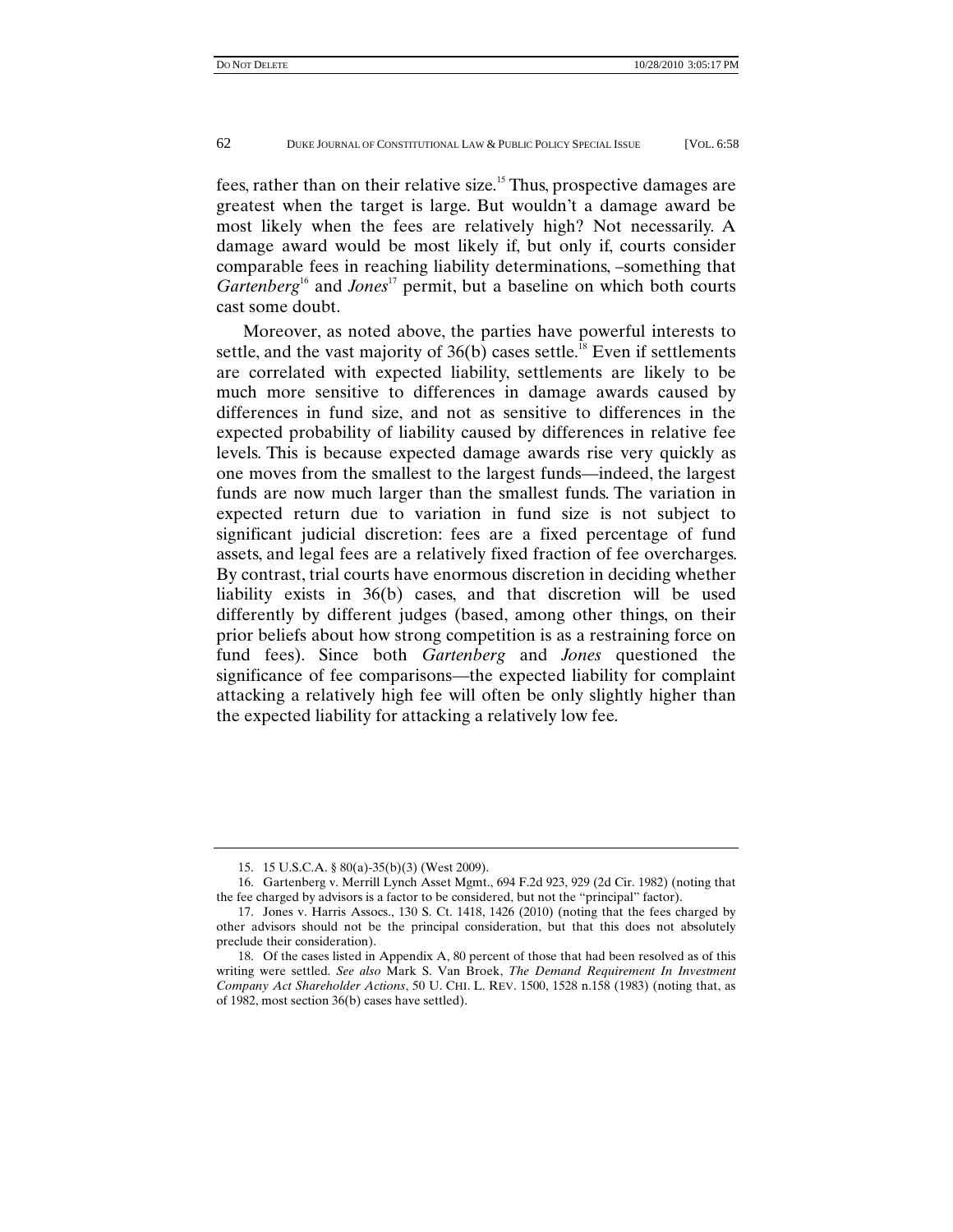fees, rather than on their relative size.[15] Thus, prospective damages are greatest when the target is large. But wouldn't a damage award be most likely when the fees are relatively high? Not necessarily. A damage award would be most likely if, but only if, courts consider comparable fees in reaching liability determinations, –something that *Gartenberg*[16] and *Jones*[17] permit, but a baseline on which both courts cast some doubt.

Moreover, as noted above, the parties have powerful interests to settle, and the vast majority of 36(b) cases settle.[18] Even if settlements are correlated with expected liability, settlements are likely to be much more sensitive to differences in damage awards caused by differences in fund size, and not as sensitive to differences in the expected probability of liability caused by differences in relative fee levels. This is because expected damage awards rise very quickly as one moves from the smallest to the largest funds—indeed, the largest funds are now much larger than the smallest funds. The variation in expected return due to variation in fund size is not subject to significant judicial discretion: fees are a fixed percentage of fund assets, and legal fees are a relatively fixed fraction of fee overcharges. By contrast, trial courts have enormous discretion in deciding whether liability exists in 36(b) cases, and that discretion will be used differently by different judges (based, among other things, on their prior beliefs about how strong competition is as a restraining force on fund fees). Since both *Gartenberg* and *Jones* questioned the significance of fee comparisons—the expected liability for complaint attacking a relatively high fee will often be only slightly higher than the expected liability for attacking a relatively low fee.

---

15. 15 U.S.C.A. § 80(a)-35(b)(3) (West 2009).

16. Gartenberg v. Merrill Lynch Asset Mgmt., 694 F.2d 923, 929 (2d Cir. 1982) (noting that the fee charged by advisors is a factor to be considered, but not the "principal" factor).

17. Jones v. Harris Assocs., 130 S. Ct. 1418, 1426 (2010) (noting that the fees charged by other advisors should not be the principal consideration, but that this does not absolutely preclude their consideration).

18. Of the cases listed in Appendix A, 80 percent of those that had been resolved as of this writing were settled. *See also* Mark S. Van Broek, *The Demand Requirement In Investment Company Act Shareholder Actions*, 50 U. CHI. L. REV. 1500, 1528 n.158 (1983) (noting that, as of 1982, most section 36(b) cases have settled).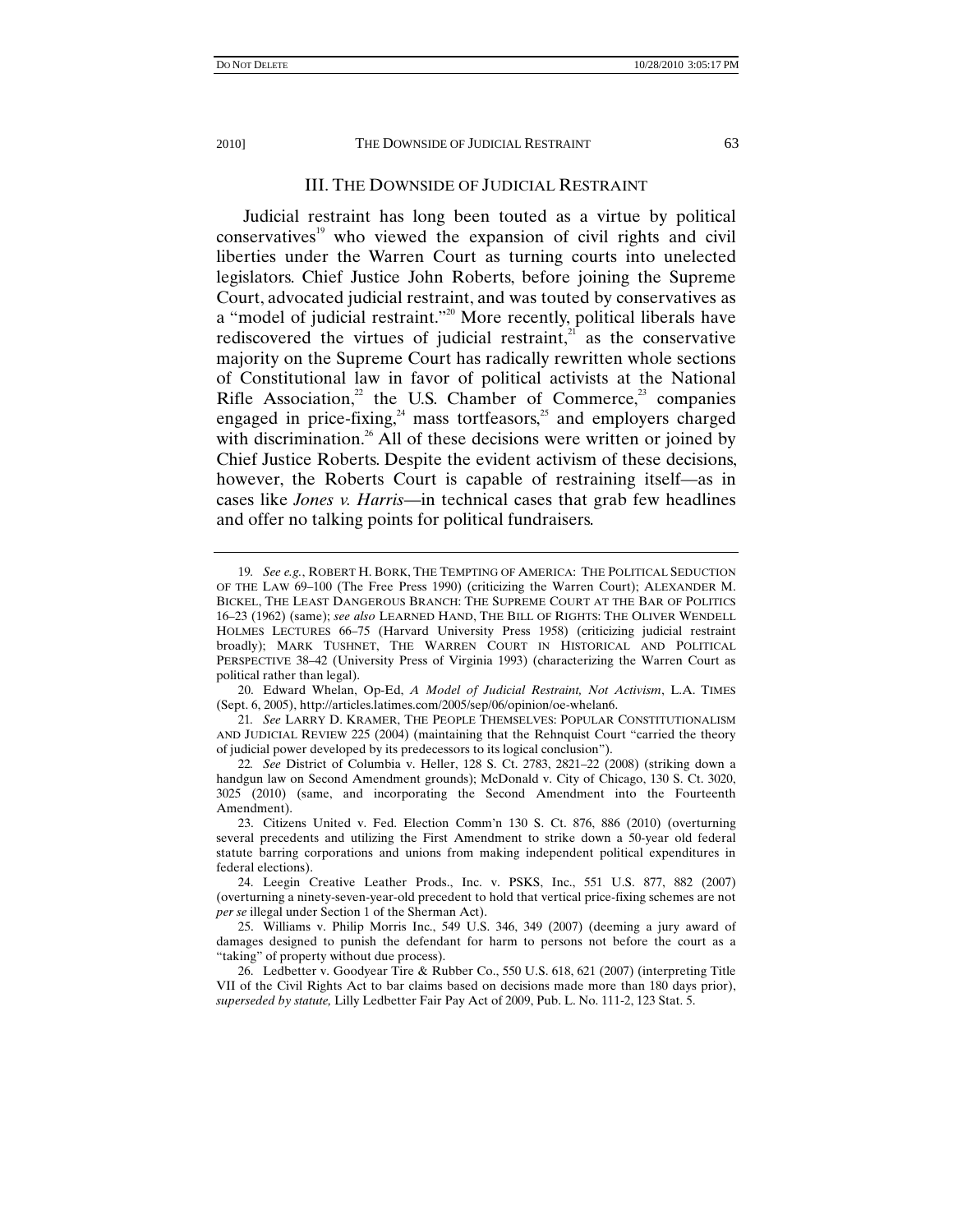## III. THE DOWNSIDE OF JUDICIAL RESTRAINT

Judicial restraint has long been touted as a virtue by political conservatives[19] who viewed the expansion of civil rights and civil liberties under the Warren Court as turning courts into unelected legislators. Chief Justice John Roberts, before joining the Supreme Court, advocated judicial restraint, and was touted by conservatives as a "model of judicial restraint."[20] More recently, political liberals have rediscovered the virtues of judicial restraint,[21] as the conservative majority on the Supreme Court has radically rewritten whole sections of Constitutional law in favor of political activists at the National Rifle Association,[22] the U.S. Chamber of Commerce,[23] companies engaged in price-fixing,[24] mass tortfeasors,[25] and employers charged with discrimination.[26] All of these decisions were written or joined by Chief Justice Roberts. Despite the evident activism of these decisions, however, the Roberts Court is capable of restraining itself—as in cases like *Jones v. Harris*—in technical cases that grab few headlines and offer no talking points for political fundraisers.

---

19. *See e.g.*, ROBERT H. BORK, THE TEMPTING OF AMERICA: THE POLITICAL SEDUCTION OF THE LAW 69–100 (The Free Press 1990) (criticizing the Warren Court); ALEXANDER M. BICKEL, THE LEAST DANGEROUS BRANCH: THE SUPREME COURT AT THE BAR OF POLITICS 16–23 (1962) (same); *see also* LEARNED HAND, THE BILL OF RIGHTS: THE OLIVER WENDELL HOLMES LECTURES 66–75 (Harvard University Press 1958) (criticizing judicial restraint broadly); MARK TUSHNET, THE WARREN COURT IN HISTORICAL AND POLITICAL PERSPECTIVE 38–42 (University Press of Virginia 1993) (characterizing the Warren Court as political rather than legal).

20. Edward Whelan, Op-Ed, *A Model of Judicial Restraint, Not Activism*, L.A. TIMES (Sept. 6, 2005), http://articles.latimes.com/2005/sep/06/opinion/oe-whelan6.

21. *See* LARRY D. KRAMER, THE PEOPLE THEMSELVES: POPULAR CONSTITUTIONALISM AND JUDICIAL REVIEW 225 (2004) (maintaining that the Rehnquist Court "carried the theory of judicial power developed by its predecessors to its logical conclusion").

22. *See* District of Columbia v. Heller, 128 S. Ct. 2783, 2821–22 (2008) (striking down a handgun law on Second Amendment grounds); McDonald v. City of Chicago, 130 S. Ct. 3020, 3025 (2010) (same, and incorporating the Second Amendment into the Fourteenth Amendment).

23. Citizens United v. Fed. Election Comm'n 130 S. Ct. 876, 886 (2010) (overturning several precedents and utilizing the First Amendment to strike down a 50-year old federal statute barring corporations and unions from making independent political expenditures in federal elections).

24. Leegin Creative Leather Prods., Inc. v. PSKS, Inc., 551 U.S. 877, 882 (2007) (overturning a ninety-seven-year-old precedent to hold that vertical price-fixing schemes are not *per se* illegal under Section 1 of the Sherman Act).

25. Williams v. Philip Morris Inc., 549 U.S. 346, 349 (2007) (deeming a jury award of damages designed to punish the defendant for harm to persons not before the court as a "taking" of property without due process).

26. Ledbetter v. Goodyear Tire & Rubber Co., 550 U.S. 618, 621 (2007) (interpreting Title VII of the Civil Rights Act to bar claims based on decisions made more than 180 days prior), *superseded by statute,* Lilly Ledbetter Fair Pay Act of 2009, Pub. L. No. 111-2, 123 Stat. 5.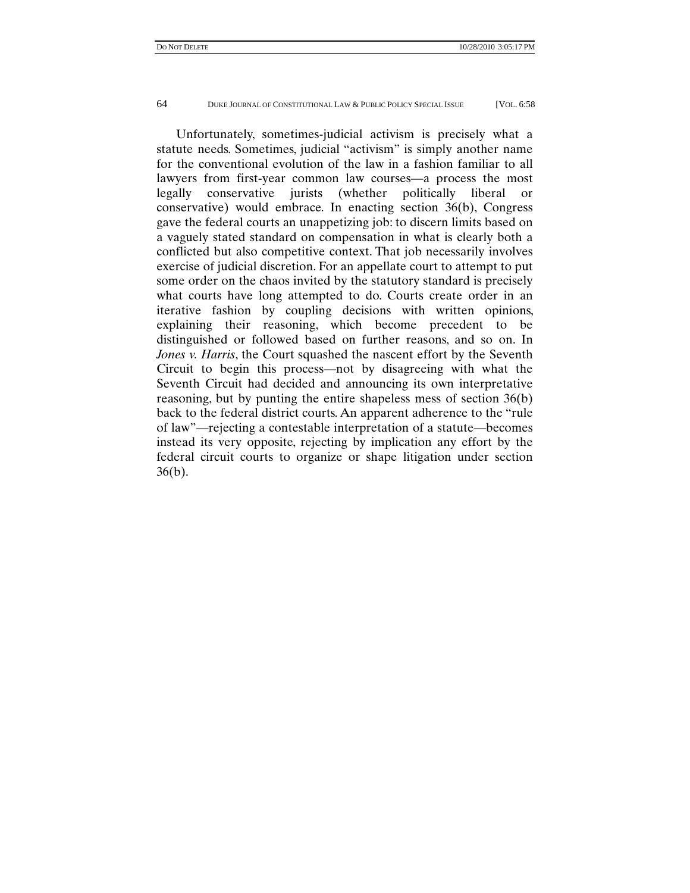Unfortunately, sometimes-judicial activism is precisely what a statute needs. Sometimes, judicial "activism" is simply another name for the conventional evolution of the law in a fashion familiar to all lawyers from first-year common law courses—a process the most legally conservative jurists (whether politically liberal or conservative) would embrace. In enacting section 36(b), Congress gave the federal courts an unappetizing job: to discern limits based on a vaguely stated standard on compensation in what is clearly both a conflicted but also competitive context. That job necessarily involves exercise of judicial discretion. For an appellate court to attempt to put some order on the chaos invited by the statutory standard is precisely what courts have long attempted to do. Courts create order in an iterative fashion by coupling decisions with written opinions, explaining their reasoning, which become precedent to be distinguished or followed based on further reasons, and so on. In *Jones v. Harris*, the Court squashed the nascent effort by the Seventh Circuit to begin this process—not by disagreeing with what the Seventh Circuit had decided and announcing its own interpretative reasoning, but by punting the entire shapeless mess of section 36(b) back to the federal district courts. An apparent adherence to the "rule of law"—rejecting a contestable interpretation of a statute—becomes instead its very opposite, rejecting by implication any effort by the federal circuit courts to organize or shape litigation under section 36(b).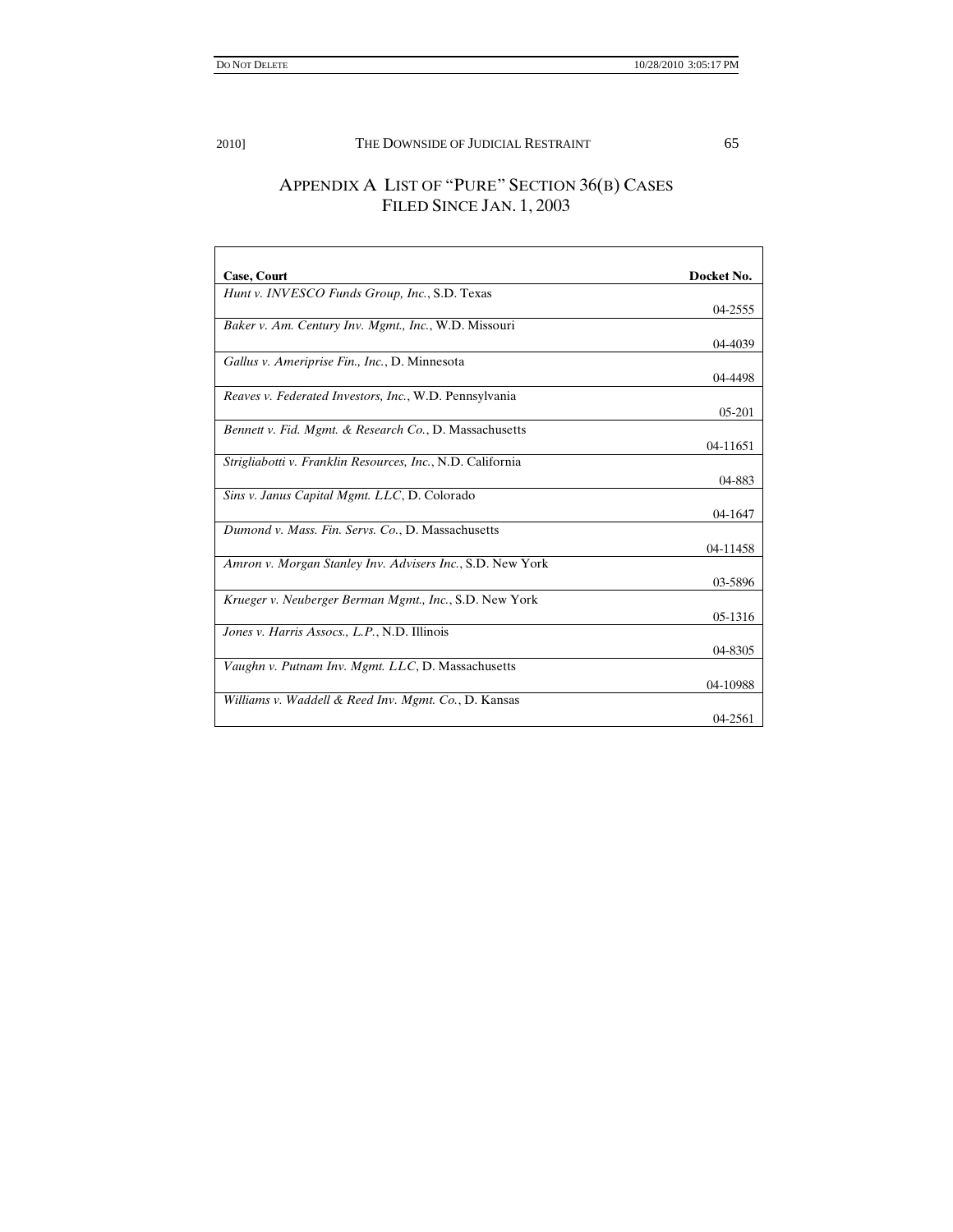## APPENDIX A LIST OF "PURE" SECTION 36(B) CASES FILED SINCE JAN. 1, 2003

| **Case, Court** | **Docket No.** |
| --- | --- |
| *Hunt v. INVESCO Funds Group, Inc.*, S.D. Texas | 04-2555 |
| *Baker v. Am. Century Inv. Mgmt., Inc.*, W.D. Missouri | 04-4039 |
| *Gallus v. Ameriprise Fin., Inc.*, D. Minnesota | 04-4498 |
| *Reaves v. Federated Investors, Inc.*, W.D. Pennsylvania | 05-201 |
| *Bennett v. Fid. Mgmt. & Research Co.*, D. Massachusetts | 04-11651 |
| *Strigliabotti v. Franklin Resources, Inc.*, N.D. California | 04-883 |
| *Sins v. Janus Capital Mgmt. LLC*, D. Colorado | 04-1647 |
| *Dumond v. Mass. Fin. Servs. Co.*, D. Massachusetts | 04-11458 |
| *Amron v. Morgan Stanley Inv. Advisers Inc.*, S.D. New York | 03-5896 |
| *Krueger v. Neuberger Berman Mgmt., Inc.*, S.D. New York | 05-1316 |
| *Jones v. Harris Assocs., L.P.*, N.D. Illinois | 04-8305 |
| *Vaughn v. Putnam Inv. Mgmt. LLC*, D. Massachusetts | 04-10988 |
| *Williams v. Waddell & Reed Inv. Mgmt. Co.*, D. Kansas | 04-2561 |